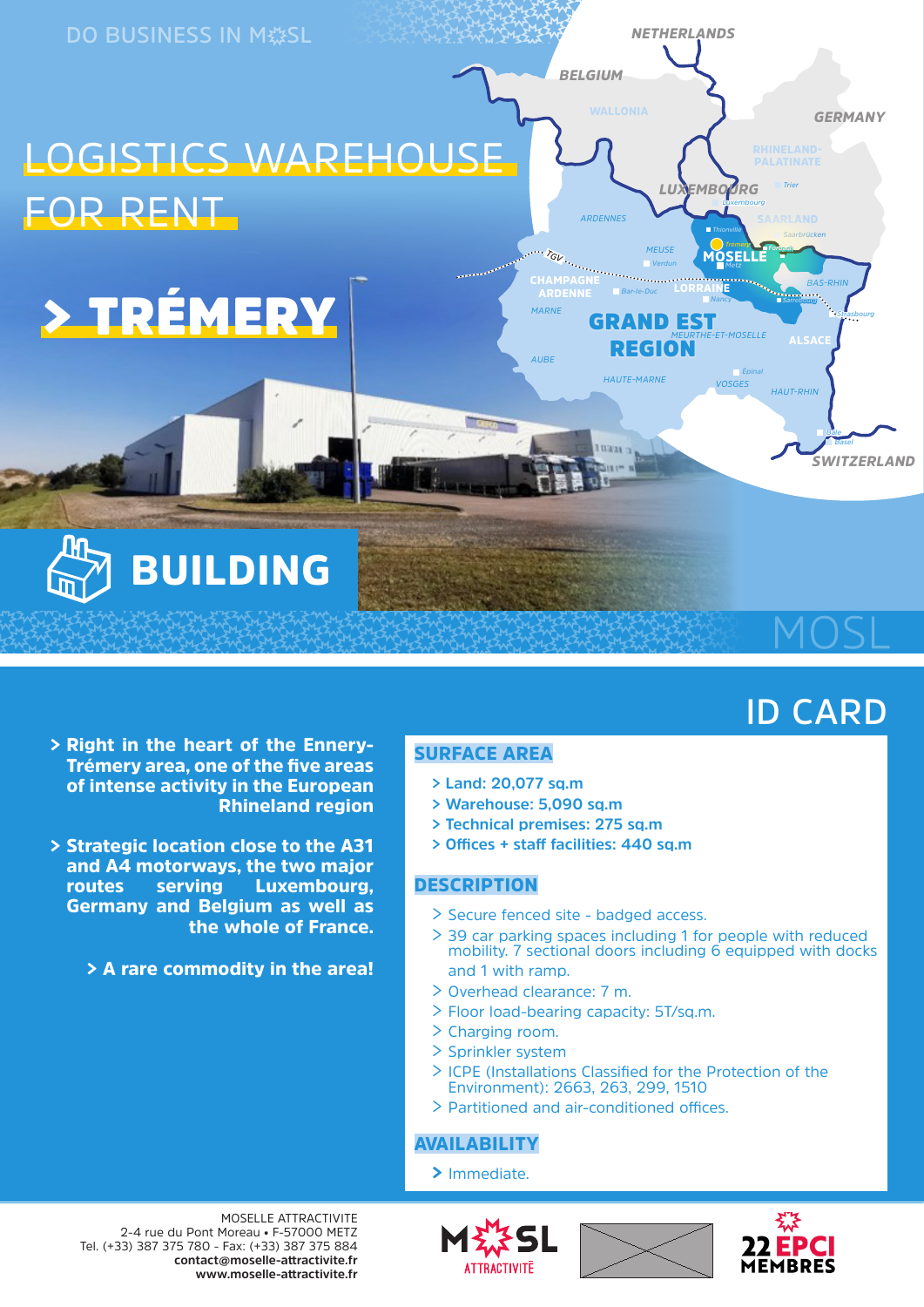DO BUSINESS IN MOSL

# LOGISTICS WAREHOUSE FOR RENT

## > TRÉMERY

## BUILDING

MOSL

## ID CARD

> **Right in the heart of the Ennery-Trémery area, one of the five areas of intense activity in the European Rhineland region**

> **Strategic location close to the A31 and A4 motorways, the two major routes serving Luxembourg, Germany and Belgium as well as the whole of France.**

> **A rare commodity in the area!**

### SURFACE AREA

- **Land: 20,077 sq.m**
- **Warehouse: 5,090 sq.m**
- **Technical premises: 275 sq.m**
- **Offices + staff facilities: 440 sq.m**

### DESCRIPTION

- Secure fenced site - badged access.
- 39 car parking spaces including 1 for people with reduced mobility. 7 sectional doors including 6 equipped with docks and 1 with ramp.
- Overhead clearance: 7 m.
- Floor load-bearing capacity: 5T/sq.m.
- Charging room.
- Sprinkler system
- ICPE (Installations Classified for the Protection of the Environment): 2663, 263, 299, 1510
- Partitioned and air-conditioned offices.

### AVAILABILITY

- Immediate.

MOSELLE ATTRACTIVITE
2-4 rue du Pont Moreau • F-57000 METZ
Tel. (+33) 387 375 780 - Fax: (+33) 387 375 884
**contact@moselle-attractivite.fr**
**www.moselle-attractivite.fr**

MOSL ATTRACTIVITÉ

22 EPCI MEMBRES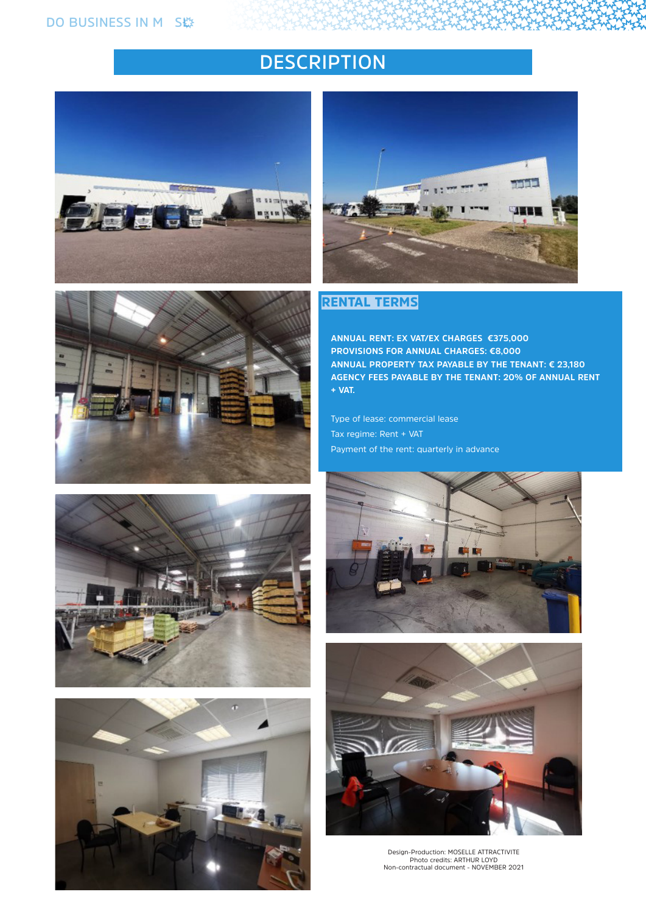# DESCRIPTION

## RENTAL TERMS

**ANNUAL RENT: EX VAT/EX CHARGES €375,000**
**PROVISIONS FOR ANNUAL CHARGES: €8,000**
**ANNUAL PROPERTY TAX PAYABLE BY THE TENANT: € 23,180**
**AGENCY FEES PAYABLE BY THE TENANT: 20% OF ANNUAL RENT + VAT.**

Type of lease: commercial lease

Tax regime: Rent + VAT

Payment of the rent: quarterly in advance

Design-Production: MOSELLE ATTRACTIVITE
Photo credits: ARTHUR LOYD
Non-contractual document - NOVEMBER 2021